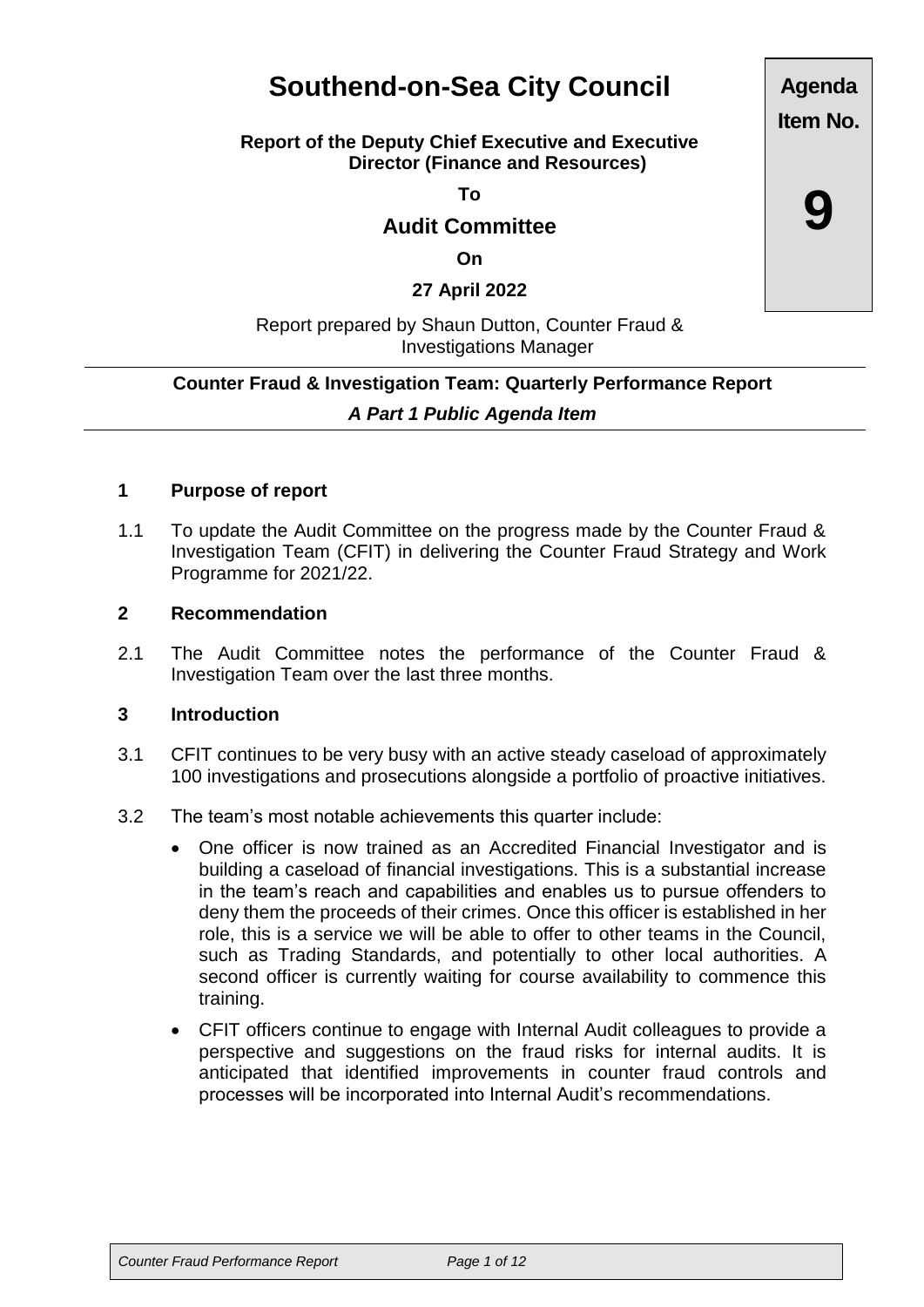# Southend-on-Sea City Council

**Agenda Item No.**

**9**

**Report of the Deputy Chief Executive and Executive Director (Finance and Resources)**

**To**

## Audit Committee

**On**

**27 April 2022**

Report prepared by Shaun Dutton, Counter Fraud & Investigations Manager

**Counter Fraud & Investigation Team: Quarterly Performance Report**

***A Part 1 Public Agenda Item***

### 1 Purpose of report

1.1 To update the Audit Committee on the progress made by the Counter Fraud & Investigation Team (CFIT) in delivering the Counter Fraud Strategy and Work Programme for 2021/22.

### 2 Recommendation

2.1 The Audit Committee notes the performance of the Counter Fraud & Investigation Team over the last three months.

### 3 Introduction

3.1 CFIT continues to be very busy with an active steady caseload of approximately 100 investigations and prosecutions alongside a portfolio of proactive initiatives.

3.2 The team's most notable achievements this quarter include:

- One officer is now trained as an Accredited Financial Investigator and is building a caseload of financial investigations. This is a substantial increase in the team's reach and capabilities and enables us to pursue offenders to deny them the proceeds of their crimes. Once this officer is established in her role, this is a service we will be able to offer to other teams in the Council, such as Trading Standards, and potentially to other local authorities. A second officer is currently waiting for course availability to commence this training.
- CFIT officers continue to engage with Internal Audit colleagues to provide a perspective and suggestions on the fraud risks for internal audits. It is anticipated that identified improvements in counter fraud controls and processes will be incorporated into Internal Audit's recommendations.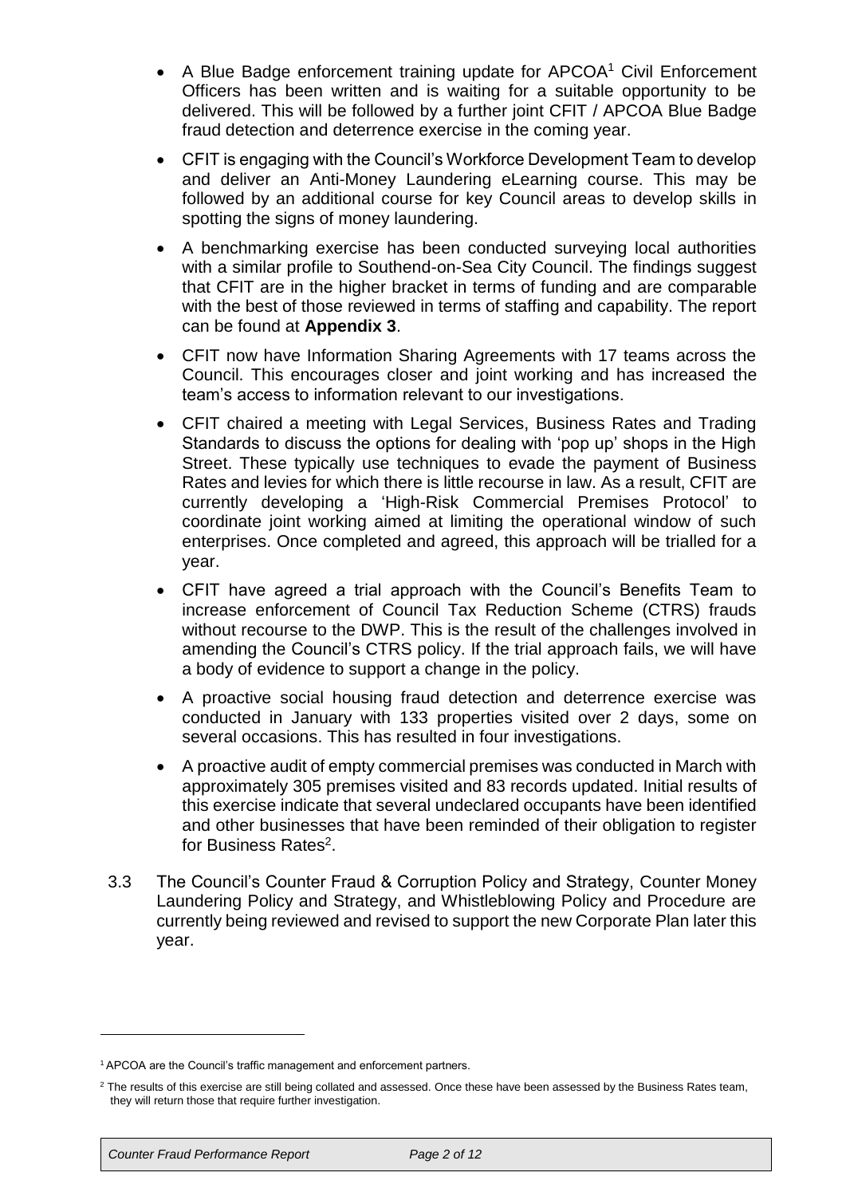- A Blue Badge enforcement training update for APCOA[1] Civil Enforcement Officers has been written and is waiting for a suitable opportunity to be delivered. This will be followed by a further joint CFIT / APCOA Blue Badge fraud detection and deterrence exercise in the coming year.
- CFIT is engaging with the Council's Workforce Development Team to develop and deliver an Anti-Money Laundering eLearning course. This may be followed by an additional course for key Council areas to develop skills in spotting the signs of money laundering.
- A benchmarking exercise has been conducted surveying local authorities with a similar profile to Southend-on-Sea City Council. The findings suggest that CFIT are in the higher bracket in terms of funding and are comparable with the best of those reviewed in terms of staffing and capability. The report can be found at **Appendix 3**.
- CFIT now have Information Sharing Agreements with 17 teams across the Council. This encourages closer and joint working and has increased the team's access to information relevant to our investigations.
- CFIT chaired a meeting with Legal Services, Business Rates and Trading Standards to discuss the options for dealing with 'pop up' shops in the High Street. These typically use techniques to evade the payment of Business Rates and levies for which there is little recourse in law. As a result, CFIT are currently developing a 'High-Risk Commercial Premises Protocol' to coordinate joint working aimed at limiting the operational window of such enterprises. Once completed and agreed, this approach will be trialled for a year.
- CFIT have agreed a trial approach with the Council's Benefits Team to increase enforcement of Council Tax Reduction Scheme (CTRS) frauds without recourse to the DWP. This is the result of the challenges involved in amending the Council's CTRS policy. If the trial approach fails, we will have a body of evidence to support a change in the policy.
- A proactive social housing fraud detection and deterrence exercise was conducted in January with 133 properties visited over 2 days, some on several occasions. This has resulted in four investigations.
- A proactive audit of empty commercial premises was conducted in March with approximately 305 premises visited and 83 records updated. Initial results of this exercise indicate that several undeclared occupants have been identified and other businesses that have been reminded of their obligation to register for Business Rates[2].

3.3 The Council's Counter Fraud & Corruption Policy and Strategy, Counter Money Laundering Policy and Strategy, and Whistleblowing Policy and Procedure are currently being reviewed and revised to support the new Corporate Plan later this year.

---

[1] APCOA are the Council's traffic management and enforcement partners.

[2] The results of this exercise are still being collated and assessed. Once these have been assessed by the Business Rates team, they will return those that require further investigation.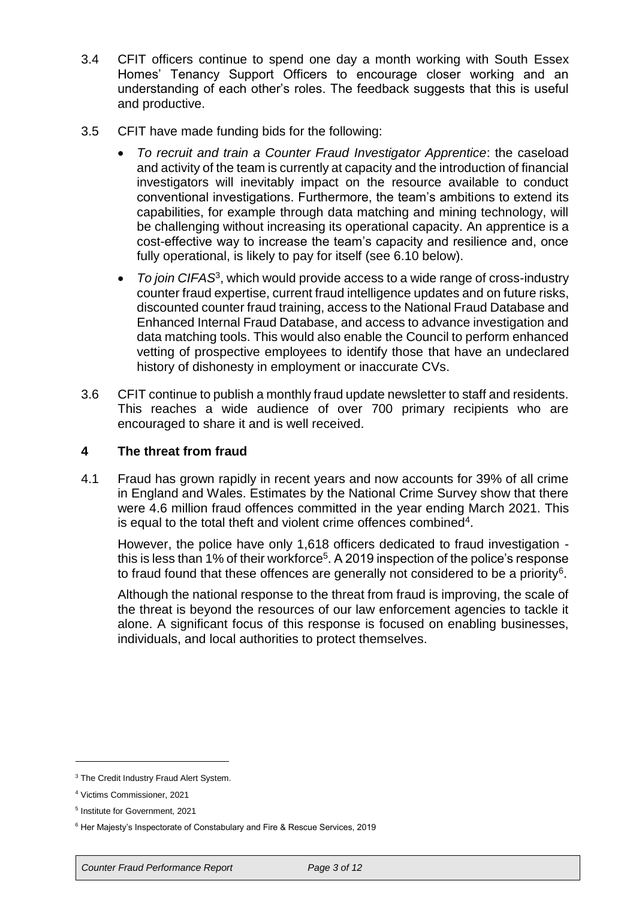3.4 CFIT officers continue to spend one day a month working with South Essex Homes' Tenancy Support Officers to encourage closer working and an understanding of each other's roles. The feedback suggests that this is useful and productive.

3.5 CFIT have made funding bids for the following:

- *To recruit and train a Counter Fraud Investigator Apprentice*: the caseload and activity of the team is currently at capacity and the introduction of financial investigators will inevitably impact on the resource available to conduct conventional investigations. Furthermore, the team's ambitions to extend its capabilities, for example through data matching and mining technology, will be challenging without increasing its operational capacity. An apprentice is a cost-effective way to increase the team's capacity and resilience and, once fully operational, is likely to pay for itself (see 6.10 below).
- *To join CIFAS*[3], which would provide access to a wide range of cross-industry counter fraud expertise, current fraud intelligence updates and on future risks, discounted counter fraud training, access to the National Fraud Database and Enhanced Internal Fraud Database, and access to advance investigation and data matching tools. This would also enable the Council to perform enhanced vetting of prospective employees to identify those that have an undeclared history of dishonesty in employment or inaccurate CVs.

3.6 CFIT continue to publish a monthly fraud update newsletter to staff and residents. This reaches a wide audience of over 700 primary recipients who are encouraged to share it and is well received.

## 4 The threat from fraud

4.1 Fraud has grown rapidly in recent years and now accounts for 39% of all crime in England and Wales. Estimates by the National Crime Survey show that there were 4.6 million fraud offences committed in the year ending March 2021. This is equal to the total theft and violent crime offences combined[4].

However, the police have only 1,618 officers dedicated to fraud investigation - this is less than 1% of their workforce[5]. A 2019 inspection of the police's response to fraud found that these offences are generally not considered to be a priority[6].

Although the national response to the threat from fraud is improving, the scale of the threat is beyond the resources of our law enforcement agencies to tackle it alone. A significant focus of this response is focused on enabling businesses, individuals, and local authorities to protect themselves.

---

[3] The Credit Industry Fraud Alert System.

[4] Victims Commissioner, 2021

[5] Institute for Government, 2021

[6] Her Majesty's Inspectorate of Constabulary and Fire & Rescue Services, 2019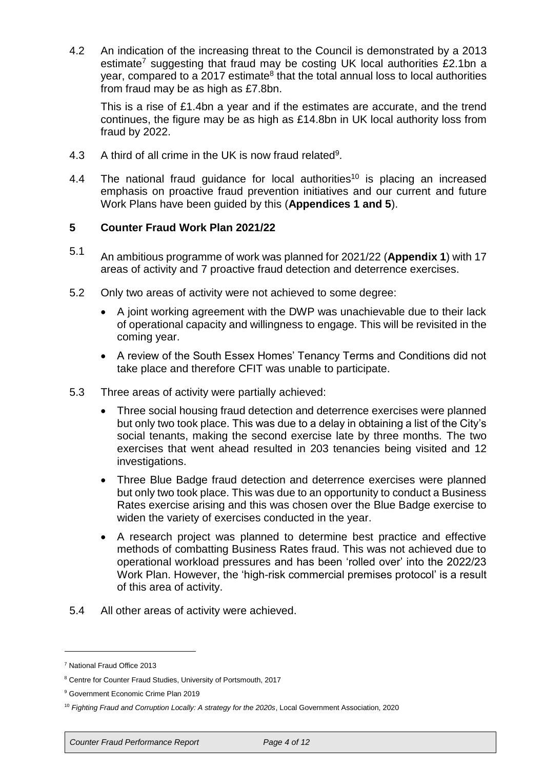4.2 An indication of the increasing threat to the Council is demonstrated by a 2013 estimate[7] suggesting that fraud may be costing UK local authorities £2.1bn a year, compared to a 2017 estimate[8] that the total annual loss to local authorities from fraud may be as high as £7.8bn.

This is a rise of £1.4bn a year and if the estimates are accurate, and the trend continues, the figure may be as high as £14.8bn in UK local authority loss from fraud by 2022.

4.3 A third of all crime in the UK is now fraud related[9].

4.4 The national fraud guidance for local authorities[10] is placing an increased emphasis on proactive fraud prevention initiatives and our current and future Work Plans have been guided by this (**Appendices 1 and 5**).

## 5 Counter Fraud Work Plan 2021/22

5.1 An ambitious programme of work was planned for 2021/22 (**Appendix 1**) with 17 areas of activity and 7 proactive fraud detection and deterrence exercises.

5.2 Only two areas of activity were not achieved to some degree:

- A joint working agreement with the DWP was unachievable due to their lack of operational capacity and willingness to engage. This will be revisited in the coming year.
- A review of the South Essex Homes' Tenancy Terms and Conditions did not take place and therefore CFIT was unable to participate.

5.3 Three areas of activity were partially achieved:

- Three social housing fraud detection and deterrence exercises were planned but only two took place. This was due to a delay in obtaining a list of the City's social tenants, making the second exercise late by three months. The two exercises that went ahead resulted in 203 tenancies being visited and 12 investigations.
- Three Blue Badge fraud detection and deterrence exercises were planned but only two took place. This was due to an opportunity to conduct a Business Rates exercise arising and this was chosen over the Blue Badge exercise to widen the variety of exercises conducted in the year.
- A research project was planned to determine best practice and effective methods of combatting Business Rates fraud. This was not achieved due to operational workload pressures and has been 'rolled over' into the 2022/23 Work Plan. However, the 'high-risk commercial premises protocol' is a result of this area of activity.

5.4 All other areas of activity were achieved.

---

[7] National Fraud Office 2013

[8] Centre for Counter Fraud Studies, University of Portsmouth, 2017

[9] Government Economic Crime Plan 2019

[10] *Fighting Fraud and Corruption Locally: A strategy for the 2020s*, Local Government Association, 2020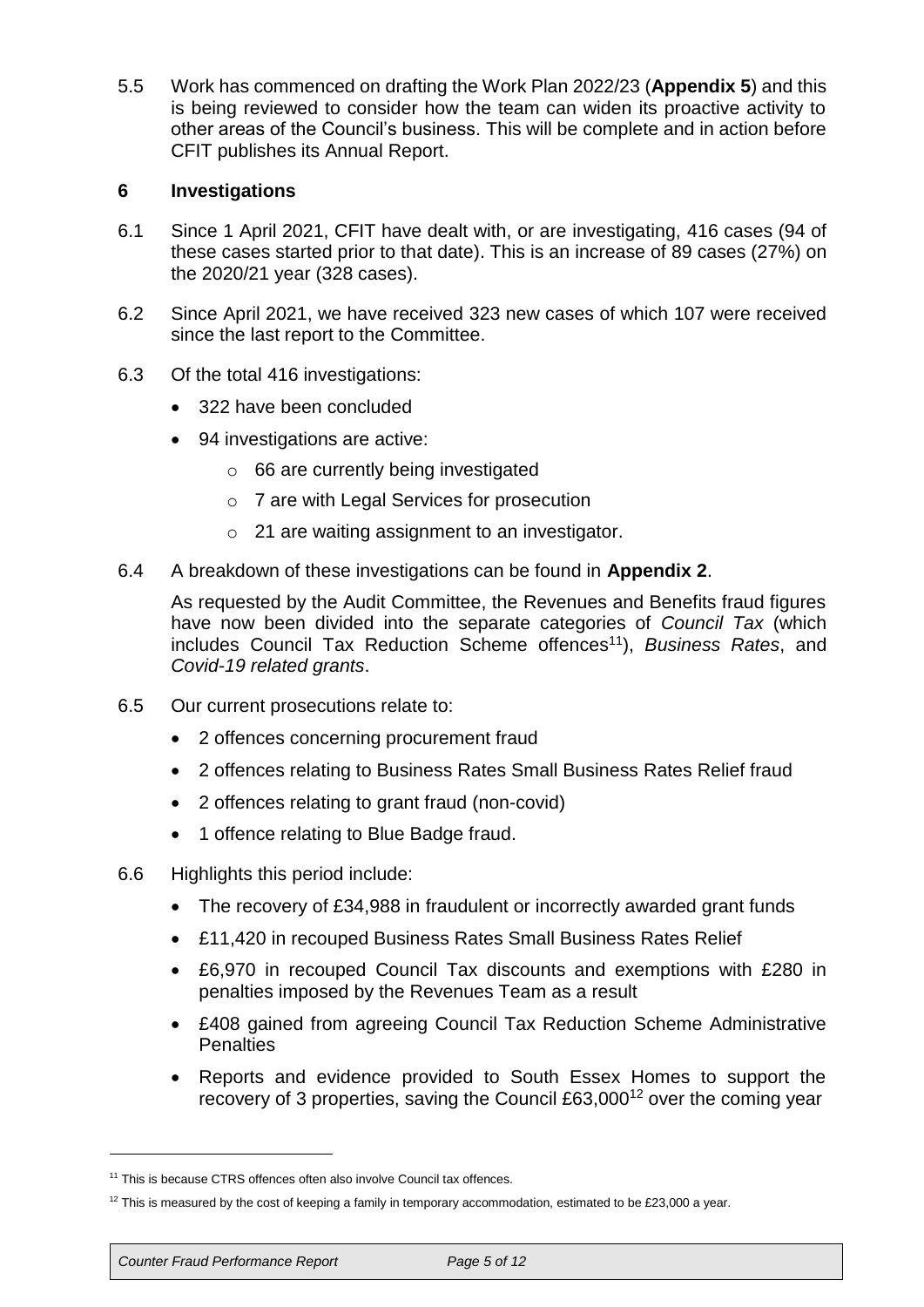5.5 Work has commenced on drafting the Work Plan 2022/23 (**Appendix 5**) and this is being reviewed to consider how the team can widen its proactive activity to other areas of the Council's business. This will be complete and in action before CFIT publishes its Annual Report.

## 6 Investigations

6.1 Since 1 April 2021, CFIT have dealt with, or are investigating, 416 cases (94 of these cases started prior to that date). This is an increase of 89 cases (27%) on the 2020/21 year (328 cases).

6.2 Since April 2021, we have received 323 new cases of which 107 were received since the last report to the Committee.

6.3 Of the total 416 investigations:

- 322 have been concluded
- 94 investigations are active:
  - 66 are currently being investigated
  - 7 are with Legal Services for prosecution
  - 21 are waiting assignment to an investigator.

6.4 A breakdown of these investigations can be found in **Appendix 2**.

As requested by the Audit Committee, the Revenues and Benefits fraud figures have now been divided into the separate categories of *Council Tax* (which includes Council Tax Reduction Scheme offences[11]), *Business Rates*, and *Covid-19 related grants*.

6.5 Our current prosecutions relate to:

- 2 offences concerning procurement fraud
- 2 offences relating to Business Rates Small Business Rates Relief fraud
- 2 offences relating to grant fraud (non-covid)
- 1 offence relating to Blue Badge fraud.

6.6 Highlights this period include:

- The recovery of £34,988 in fraudulent or incorrectly awarded grant funds
- £11,420 in recouped Business Rates Small Business Rates Relief
- £6,970 in recouped Council Tax discounts and exemptions with £280 in penalties imposed by the Revenues Team as a result
- £408 gained from agreeing Council Tax Reduction Scheme Administrative Penalties
- Reports and evidence provided to South Essex Homes to support the recovery of 3 properties, saving the Council £63,000[12] over the coming year

---

[11] This is because CTRS offences often also involve Council tax offences.

[12] This is measured by the cost of keeping a family in temporary accommodation, estimated to be £23,000 a year.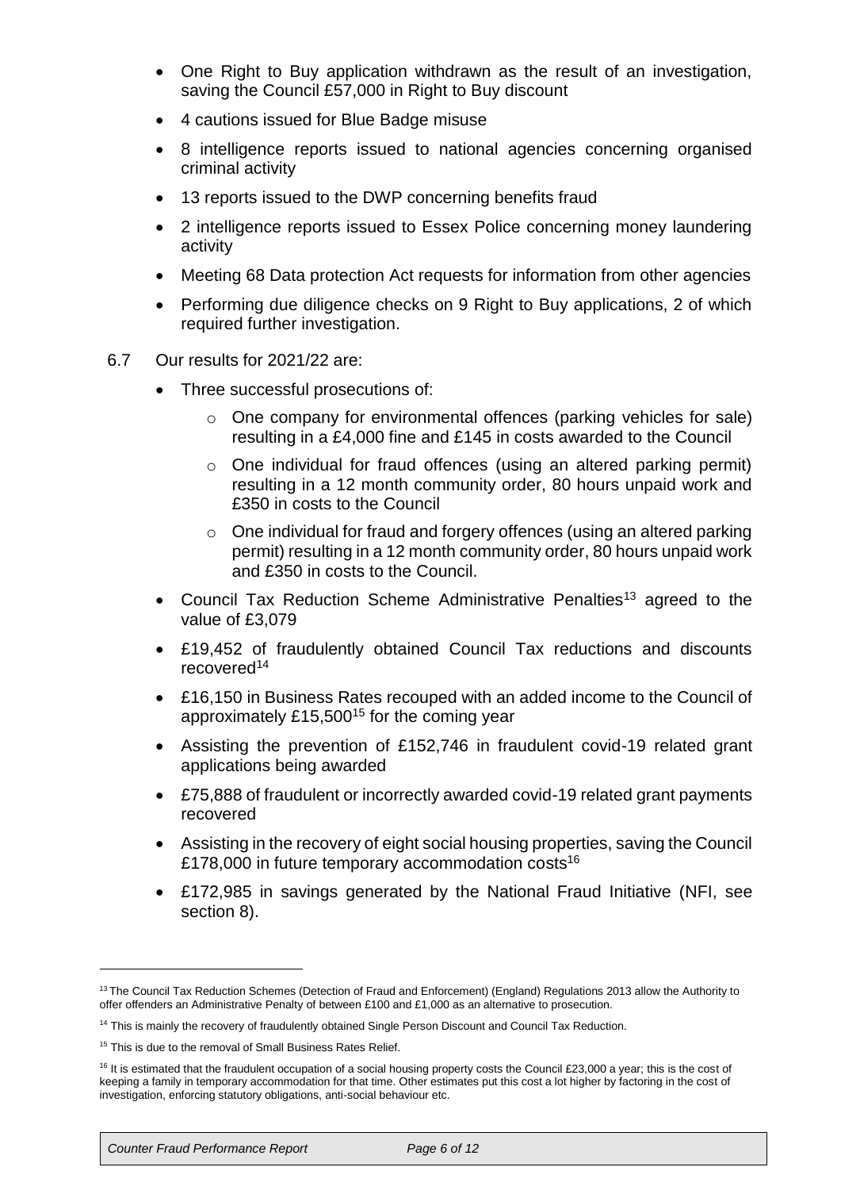- One Right to Buy application withdrawn as the result of an investigation, saving the Council £57,000 in Right to Buy discount
- 4 cautions issued for Blue Badge misuse
- 8 intelligence reports issued to national agencies concerning organised criminal activity
- 13 reports issued to the DWP concerning benefits fraud
- 2 intelligence reports issued to Essex Police concerning money laundering activity
- Meeting 68 Data protection Act requests for information from other agencies
- Performing due diligence checks on 9 Right to Buy applications, 2 of which required further investigation.

6.7 Our results for 2021/22 are:

- Three successful prosecutions of:
  - One company for environmental offences (parking vehicles for sale) resulting in a £4,000 fine and £145 in costs awarded to the Council
  - One individual for fraud offences (using an altered parking permit) resulting in a 12 month community order, 80 hours unpaid work and £350 in costs to the Council
  - One individual for fraud and forgery offences (using an altered parking permit) resulting in a 12 month community order, 80 hours unpaid work and £350 in costs to the Council.
- Council Tax Reduction Scheme Administrative Penalties[13] agreed to the value of £3,079
- £19,452 of fraudulently obtained Council Tax reductions and discounts recovered[14]
- £16,150 in Business Rates recouped with an added income to the Council of approximately £15,500[15] for the coming year
- Assisting the prevention of £152,746 in fraudulent covid-19 related grant applications being awarded
- £75,888 of fraudulent or incorrectly awarded covid-19 related grant payments recovered
- Assisting in the recovery of eight social housing properties, saving the Council £178,000 in future temporary accommodation costs[16]
- £172,985 in savings generated by the National Fraud Initiative (NFI, see section 8).

---

[13] The Council Tax Reduction Schemes (Detection of Fraud and Enforcement) (England) Regulations 2013 allow the Authority to offer offenders an Administrative Penalty of between £100 and £1,000 as an alternative to prosecution.

[14] This is mainly the recovery of fraudulently obtained Single Person Discount and Council Tax Reduction.

[15] This is due to the removal of Small Business Rates Relief.

[16] It is estimated that the fraudulent occupation of a social housing property costs the Council £23,000 a year; this is the cost of keeping a family in temporary accommodation for that time. Other estimates put this cost a lot higher by factoring in the cost of investigation, enforcing statutory obligations, anti-social behaviour etc.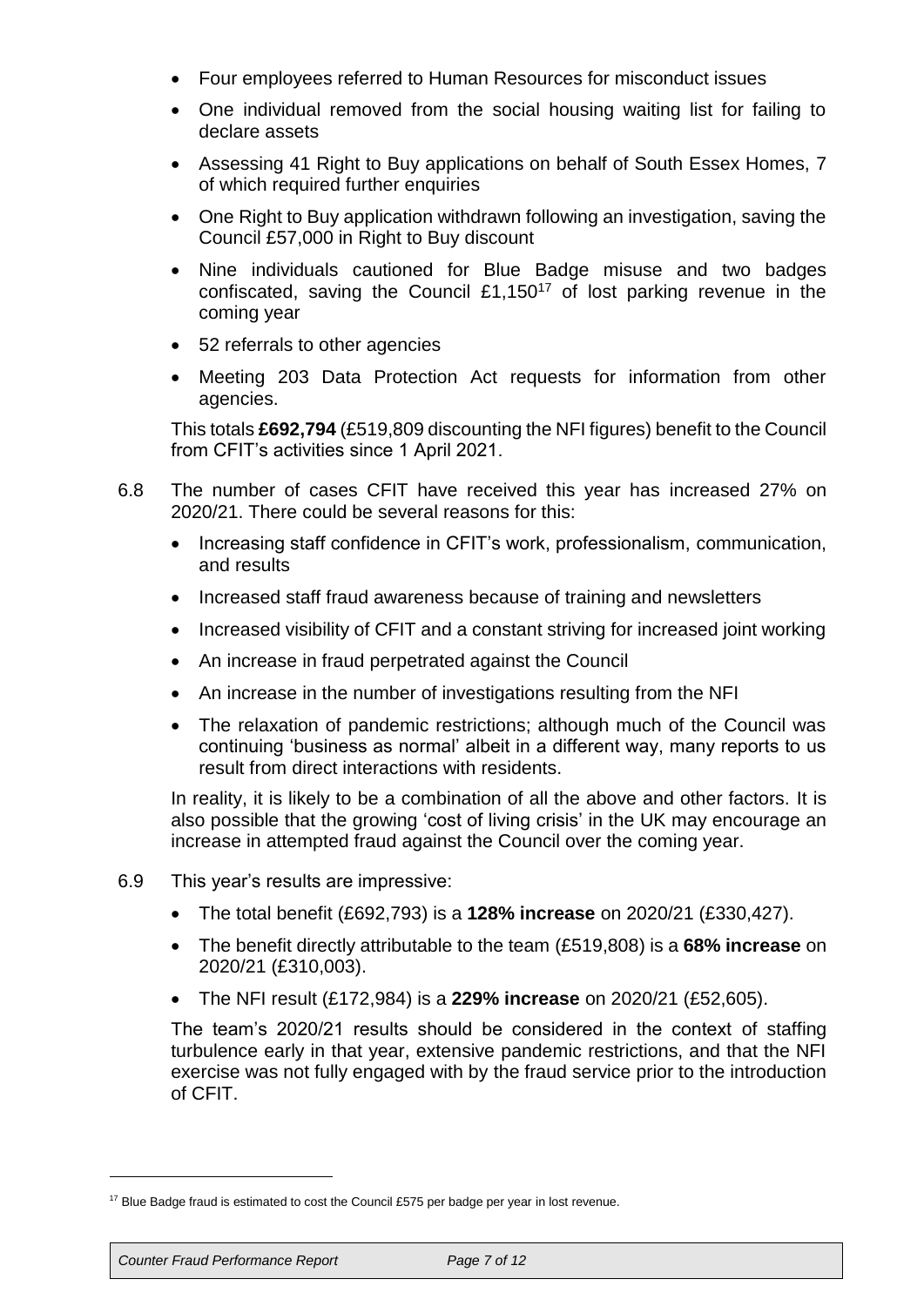- Four employees referred to Human Resources for misconduct issues
- One individual removed from the social housing waiting list for failing to declare assets
- Assessing 41 Right to Buy applications on behalf of South Essex Homes, 7 of which required further enquiries
- One Right to Buy application withdrawn following an investigation, saving the Council £57,000 in Right to Buy discount
- Nine individuals cautioned for Blue Badge misuse and two badges confiscated, saving the Council £1,150[17] of lost parking revenue in the coming year
- 52 referrals to other agencies
- Meeting 203 Data Protection Act requests for information from other agencies.

This totals **£692,794** (£519,809 discounting the NFI figures) benefit to the Council from CFIT's activities since 1 April 2021.

6.8 The number of cases CFIT have received this year has increased 27% on 2020/21. There could be several reasons for this:

- Increasing staff confidence in CFIT's work, professionalism, communication, and results
- Increased staff fraud awareness because of training and newsletters
- Increased visibility of CFIT and a constant striving for increased joint working
- An increase in fraud perpetrated against the Council
- An increase in the number of investigations resulting from the NFI
- The relaxation of pandemic restrictions; although much of the Council was continuing 'business as normal' albeit in a different way, many reports to us result from direct interactions with residents.

In reality, it is likely to be a combination of all the above and other factors. It is also possible that the growing 'cost of living crisis' in the UK may encourage an increase in attempted fraud against the Council over the coming year.

6.9 This year's results are impressive:

- The total benefit (£692,793) is a **128% increase** on 2020/21 (£330,427).
- The benefit directly attributable to the team (£519,808) is a **68% increase** on 2020/21 (£310,003).
- The NFI result (£172,984) is a **229% increase** on 2020/21 (£52,605).

The team's 2020/21 results should be considered in the context of staffing turbulence early in that year, extensive pandemic restrictions, and that the NFI exercise was not fully engaged with by the fraud service prior to the introduction of CFIT.

[17] Blue Badge fraud is estimated to cost the Council £575 per badge per year in lost revenue.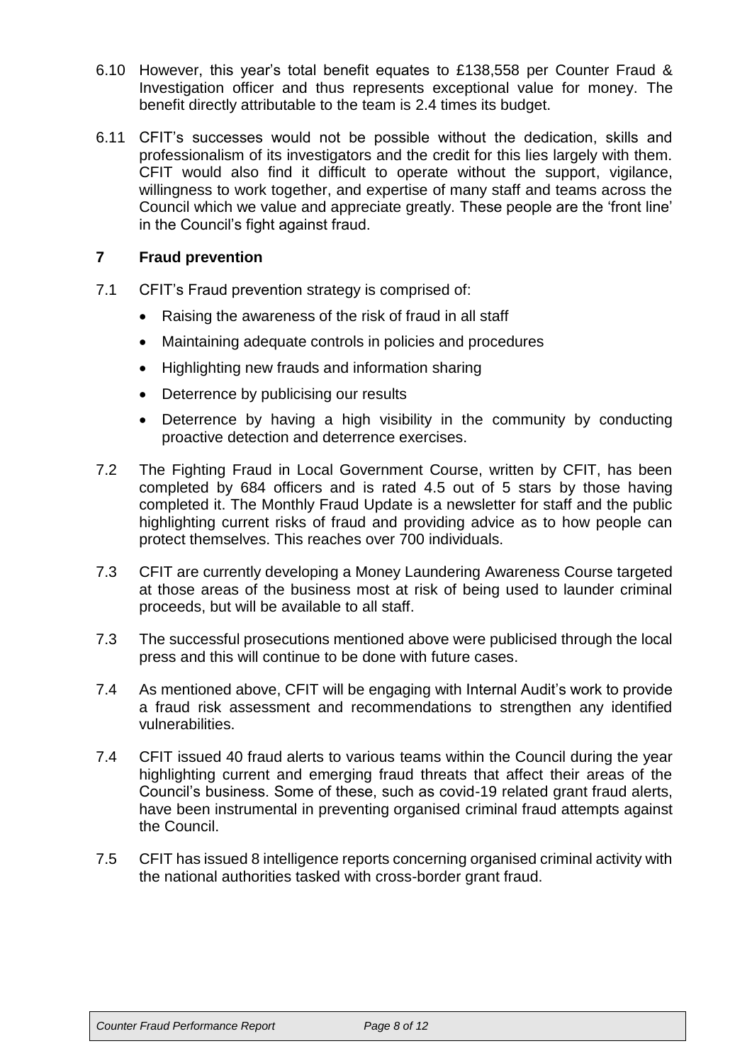6.10 However, this year's total benefit equates to £138,558 per Counter Fraud & Investigation officer and thus represents exceptional value for money. The benefit directly attributable to the team is 2.4 times its budget.

6.11 CFIT's successes would not be possible without the dedication, skills and professionalism of its investigators and the credit for this lies largely with them. CFIT would also find it difficult to operate without the support, vigilance, willingness to work together, and expertise of many staff and teams across the Council which we value and appreciate greatly. These people are the 'front line' in the Council's fight against fraud.

## 7 Fraud prevention

7.1 CFIT's Fraud prevention strategy is comprised of:

- Raising the awareness of the risk of fraud in all staff
- Maintaining adequate controls in policies and procedures
- Highlighting new frauds and information sharing
- Deterrence by publicising our results
- Deterrence by having a high visibility in the community by conducting proactive detection and deterrence exercises.

7.2 The Fighting Fraud in Local Government Course, written by CFIT, has been completed by 684 officers and is rated 4.5 out of 5 stars by those having completed it. The Monthly Fraud Update is a newsletter for staff and the public highlighting current risks of fraud and providing advice as to how people can protect themselves. This reaches over 700 individuals.

7.3 CFIT are currently developing a Money Laundering Awareness Course targeted at those areas of the business most at risk of being used to launder criminal proceeds, but will be available to all staff.

7.3 The successful prosecutions mentioned above were publicised through the local press and this will continue to be done with future cases.

7.4 As mentioned above, CFIT will be engaging with Internal Audit's work to provide a fraud risk assessment and recommendations to strengthen any identified vulnerabilities.

7.4 CFIT issued 40 fraud alerts to various teams within the Council during the year highlighting current and emerging fraud threats that affect their areas of the Council's business. Some of these, such as covid-19 related grant fraud alerts, have been instrumental in preventing organised criminal fraud attempts against the Council.

7.5 CFIT has issued 8 intelligence reports concerning organised criminal activity with the national authorities tasked with cross-border grant fraud.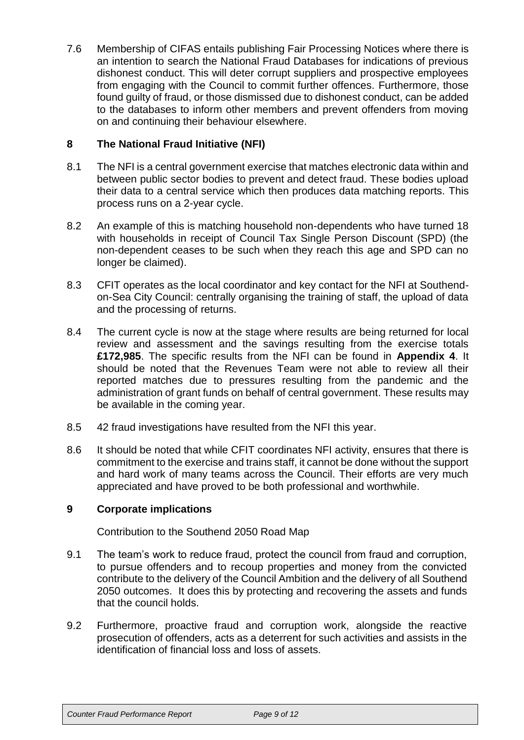7.6 Membership of CIFAS entails publishing Fair Processing Notices where there is an intention to search the National Fraud Databases for indications of previous dishonest conduct. This will deter corrupt suppliers and prospective employees from engaging with the Council to commit further offences. Furthermore, those found guilty of fraud, or those dismissed due to dishonest conduct, can be added to the databases to inform other members and prevent offenders from moving on and continuing their behaviour elsewhere.

## 8 The National Fraud Initiative (NFI)

8.1 The NFI is a central government exercise that matches electronic data within and between public sector bodies to prevent and detect fraud. These bodies upload their data to a central service which then produces data matching reports. This process runs on a 2-year cycle.

8.2 An example of this is matching household non-dependents who have turned 18 with households in receipt of Council Tax Single Person Discount (SPD) (the non-dependent ceases to be such when they reach this age and SPD can no longer be claimed).

8.3 CFIT operates as the local coordinator and key contact for the NFI at Southend-on-Sea City Council: centrally organising the training of staff, the upload of data and the processing of returns.

8.4 The current cycle is now at the stage where results are being returned for local review and assessment and the savings resulting from the exercise totals **£172,985**. The specific results from the NFI can be found in **Appendix 4**. It should be noted that the Revenues Team were not able to review all their reported matches due to pressures resulting from the pandemic and the administration of grant funds on behalf of central government. These results may be available in the coming year.

8.5 42 fraud investigations have resulted from the NFI this year.

8.6 It should be noted that while CFIT coordinates NFI activity, ensures that there is commitment to the exercise and trains staff, it cannot be done without the support and hard work of many teams across the Council. Their efforts are very much appreciated and have proved to be both professional and worthwhile.

## 9 Corporate implications

Contribution to the Southend 2050 Road Map

9.1 The team's work to reduce fraud, protect the council from fraud and corruption, to pursue offenders and to recoup properties and money from the convicted contribute to the delivery of the Council Ambition and the delivery of all Southend 2050 outcomes. It does this by protecting and recovering the assets and funds that the council holds.

9.2 Furthermore, proactive fraud and corruption work, alongside the reactive prosecution of offenders, acts as a deterrent for such activities and assists in the identification of financial loss and loss of assets.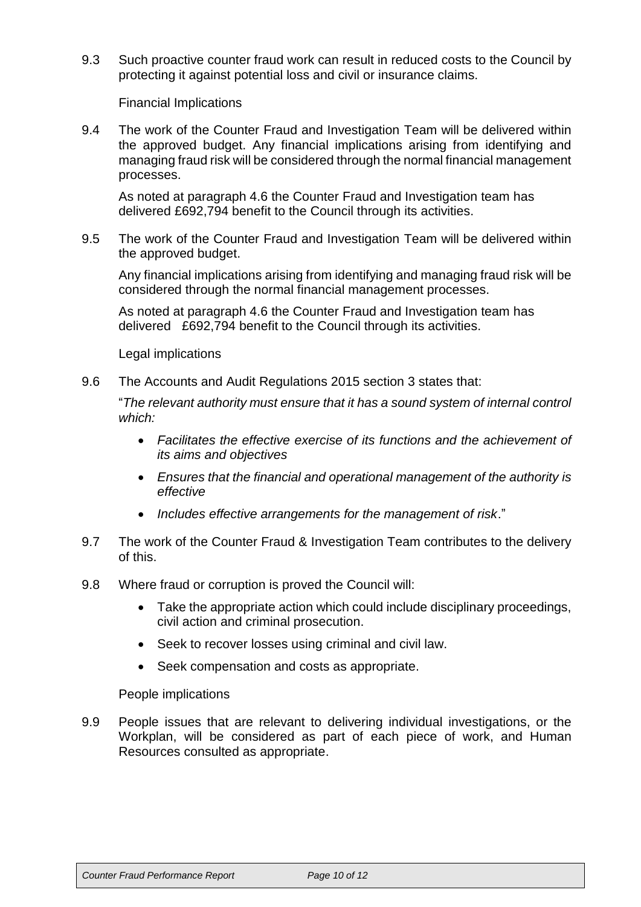9.3 Such proactive counter fraud work can result in reduced costs to the Council by protecting it against potential loss and civil or insurance claims.

Financial Implications

9.4 The work of the Counter Fraud and Investigation Team will be delivered within the approved budget. Any financial implications arising from identifying and managing fraud risk will be considered through the normal financial management processes.

As noted at paragraph 4.6 the Counter Fraud and Investigation team has delivered £692,794 benefit to the Council through its activities.

9.5 The work of the Counter Fraud and Investigation Team will be delivered within the approved budget.

Any financial implications arising from identifying and managing fraud risk will be considered through the normal financial management processes.

As noted at paragraph 4.6 the Counter Fraud and Investigation team has delivered £692,794 benefit to the Council through its activities.

Legal implications

9.6 The Accounts and Audit Regulations 2015 section 3 states that:

"*The relevant authority must ensure that it has a sound system of internal control which:*

- *Facilitates the effective exercise of its functions and the achievement of its aims and objectives*
- *Ensures that the financial and operational management of the authority is effective*
- *Includes effective arrangements for the management of risk*."

9.7 The work of the Counter Fraud & Investigation Team contributes to the delivery of this.

9.8 Where fraud or corruption is proved the Council will:

- Take the appropriate action which could include disciplinary proceedings, civil action and criminal prosecution.
- Seek to recover losses using criminal and civil law.
- Seek compensation and costs as appropriate.

People implications

9.9 People issues that are relevant to delivering individual investigations, or the Workplan, will be considered as part of each piece of work, and Human Resources consulted as appropriate.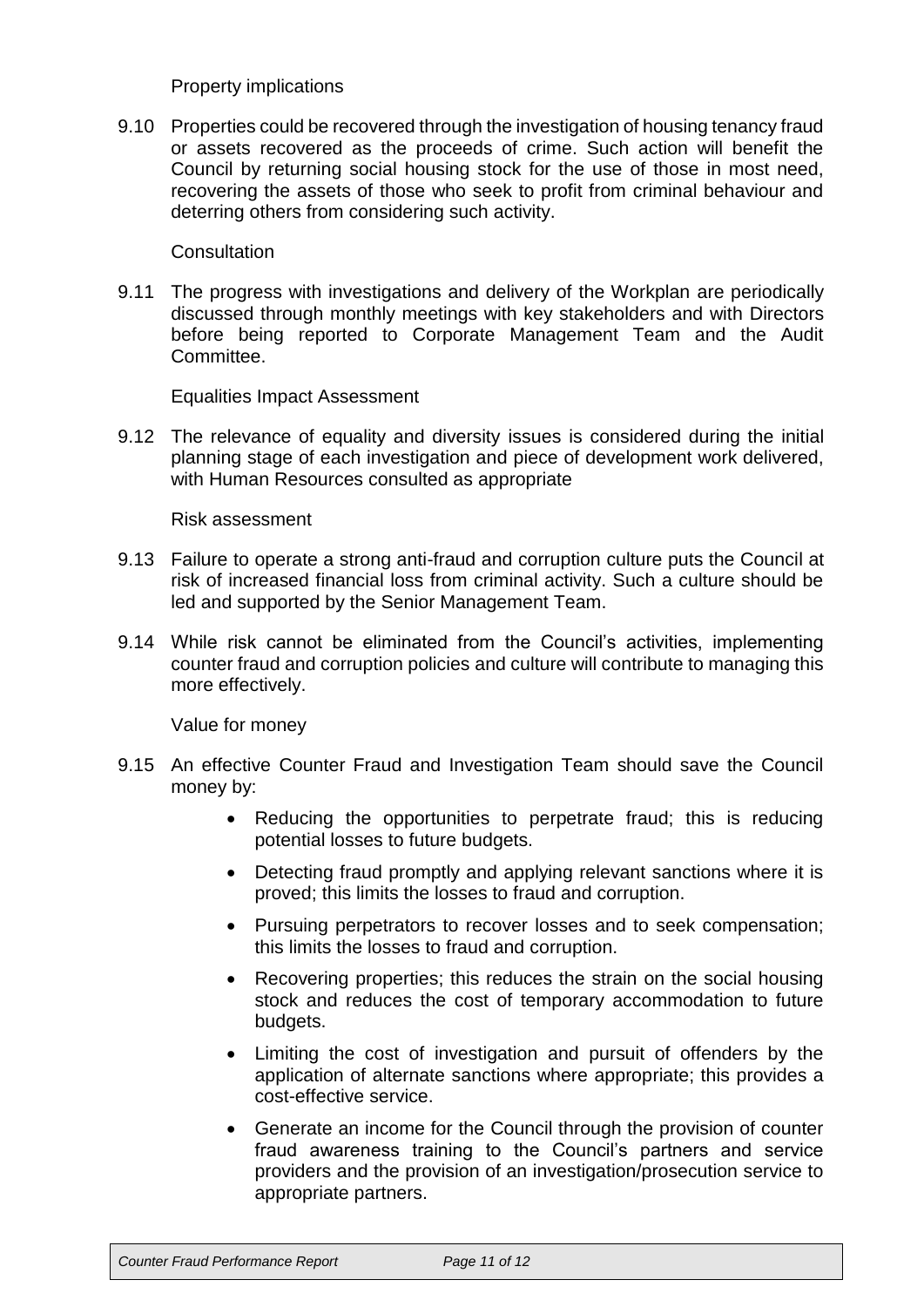Property implications

9.10 Properties could be recovered through the investigation of housing tenancy fraud or assets recovered as the proceeds of crime. Such action will benefit the Council by returning social housing stock for the use of those in most need, recovering the assets of those who seek to profit from criminal behaviour and deterring others from considering such activity.

Consultation

9.11 The progress with investigations and delivery of the Workplan are periodically discussed through monthly meetings with key stakeholders and with Directors before being reported to Corporate Management Team and the Audit Committee.

Equalities Impact Assessment

9.12 The relevance of equality and diversity issues is considered during the initial planning stage of each investigation and piece of development work delivered, with Human Resources consulted as appropriate

Risk assessment

9.13 Failure to operate a strong anti-fraud and corruption culture puts the Council at risk of increased financial loss from criminal activity. Such a culture should be led and supported by the Senior Management Team.

9.14 While risk cannot be eliminated from the Council's activities, implementing counter fraud and corruption policies and culture will contribute to managing this more effectively.

Value for money

9.15 An effective Counter Fraud and Investigation Team should save the Council money by:

- Reducing the opportunities to perpetrate fraud; this is reducing potential losses to future budgets.
- Detecting fraud promptly and applying relevant sanctions where it is proved; this limits the losses to fraud and corruption.
- Pursuing perpetrators to recover losses and to seek compensation; this limits the losses to fraud and corruption.
- Recovering properties; this reduces the strain on the social housing stock and reduces the cost of temporary accommodation to future budgets.
- Limiting the cost of investigation and pursuit of offenders by the application of alternate sanctions where appropriate; this provides a cost-effective service.
- Generate an income for the Council through the provision of counter fraud awareness training to the Council's partners and service providers and the provision of an investigation/prosecution service to appropriate partners.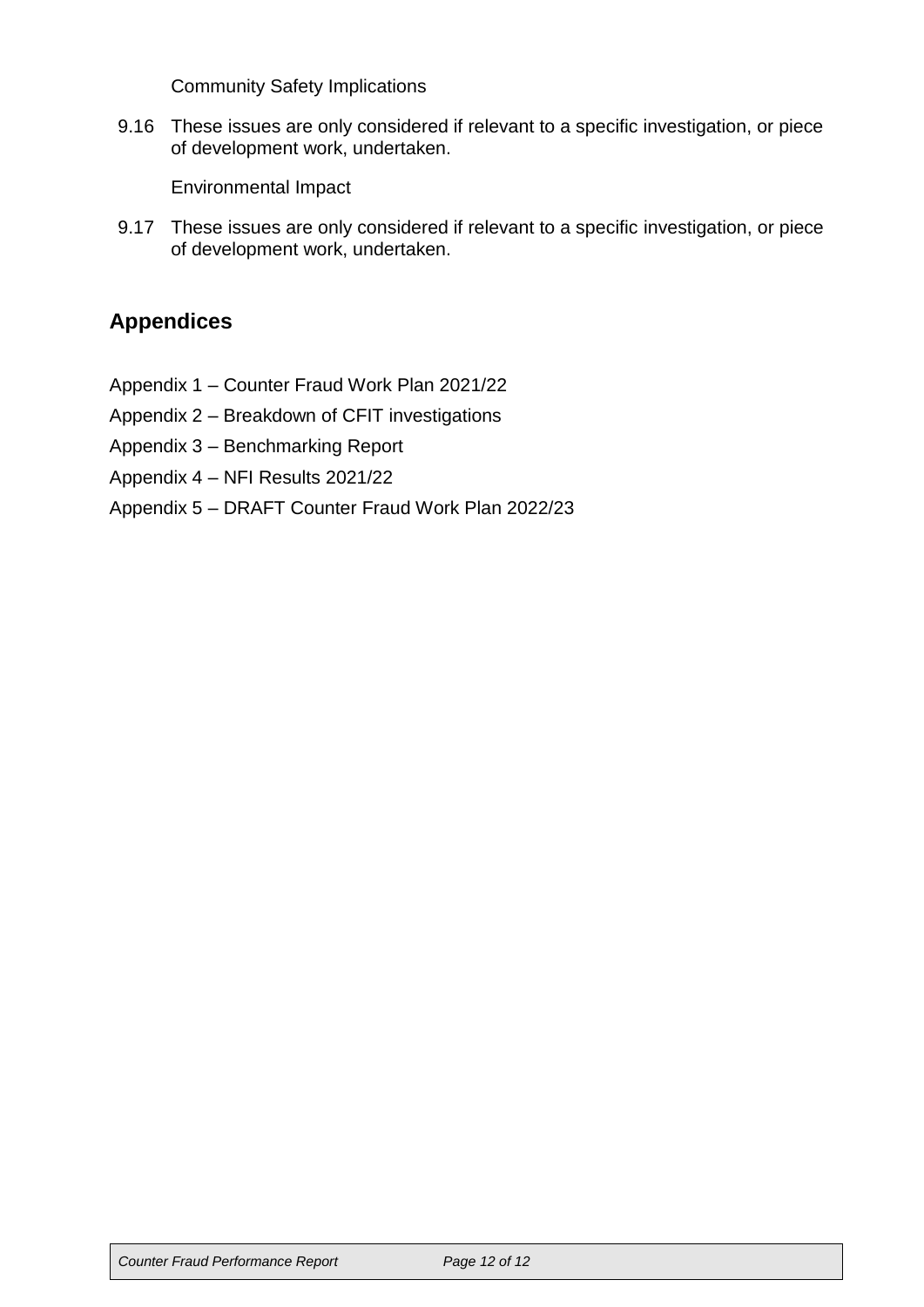Community Safety Implications

9.16 These issues are only considered if relevant to a specific investigation, or piece of development work, undertaken.

Environmental Impact

9.17 These issues are only considered if relevant to a specific investigation, or piece of development work, undertaken.

## Appendices

Appendix 1 – Counter Fraud Work Plan 2021/22

Appendix 2 – Breakdown of CFIT investigations

Appendix 3 – Benchmarking Report

Appendix 4 – NFI Results 2021/22

Appendix 5 – DRAFT Counter Fraud Work Plan 2022/23